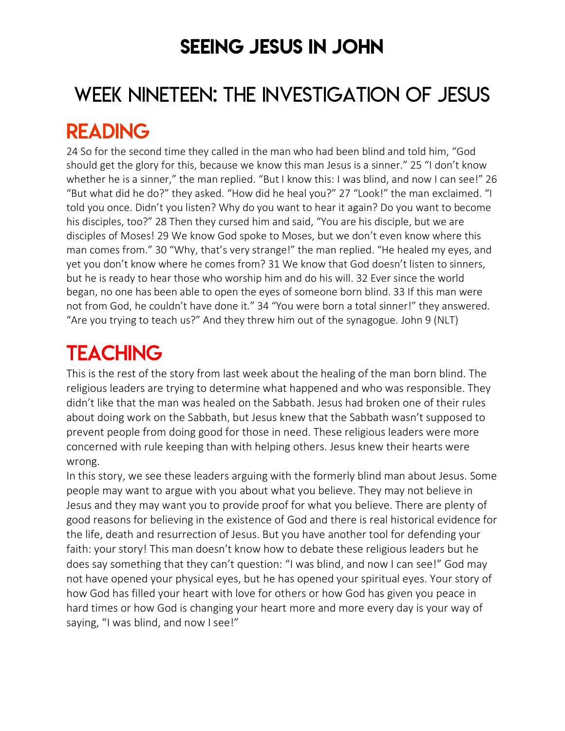# SEEING JESUS IN JOHN

## WEEK NINETEEN: THE INVESTIGATION OF JESUS

## READING

24 So for the second time they called in the man who had been blind and told him, "God should get the glory for this, because we know this man Jesus is a sinner." 25 "I don't know whether he is a sinner," the man replied. "But I know this: I was blind, and now I can see!" 26 "But what did he do?" they asked. "How did he heal you?" 27 "Look!" the man exclaimed. "I told you once. Didn't you listen? Why do you want to hear it again? Do you want to become his disciples, too?" 28 Then they cursed him and said, "You are his disciple, but we are disciples of Moses! 29 We know God spoke to Moses, but we don't even know where this man comes from." 30 "Why, that's very strange!" the man replied. "He healed my eyes, and yet you don't know where he comes from? 31 We know that God doesn't listen to sinners, but he is ready to hear those who worship him and do his will. 32 Ever since the world began, no one has been able to open the eyes of someone born blind. 33 If this man were not from God, he couldn't have done it." 34 "You were born a total sinner!" they answered. "Are you trying to teach us?" And they threw him out of the synagogue. John 9 (NLT)

## TEACHING

This is the rest of the story from last week about the healing of the man born blind. The religious leaders are trying to determine what happened and who was responsible. They didn't like that the man was healed on the Sabbath. Jesus had broken one of their rules about doing work on the Sabbath, but Jesus knew that the Sabbath wasn't supposed to prevent people from doing good for those in need. These religious leaders were more concerned with rule keeping than with helping others. Jesus knew their hearts were wrong.

In this story, we see these leaders arguing with the formerly blind man about Jesus. Some people may want to argue with you about what you believe. They may not believe in Jesus and they may want you to provide proof for what you believe. There are plenty of good reasons for believing in the existence of God and there is real historical evidence for the life, death and resurrection of Jesus. But you have another tool for defending your faith: your story! This man doesn't know how to debate these religious leaders but he does say something that they can't question: "I was blind, and now I can see!" God may not have opened your physical eyes, but he has opened your spiritual eyes. Your story of how God has filled your heart with love for others or how God has given you peace in hard times or how God is changing your heart more and more every day is your way of saying, "I was blind, and now I see!"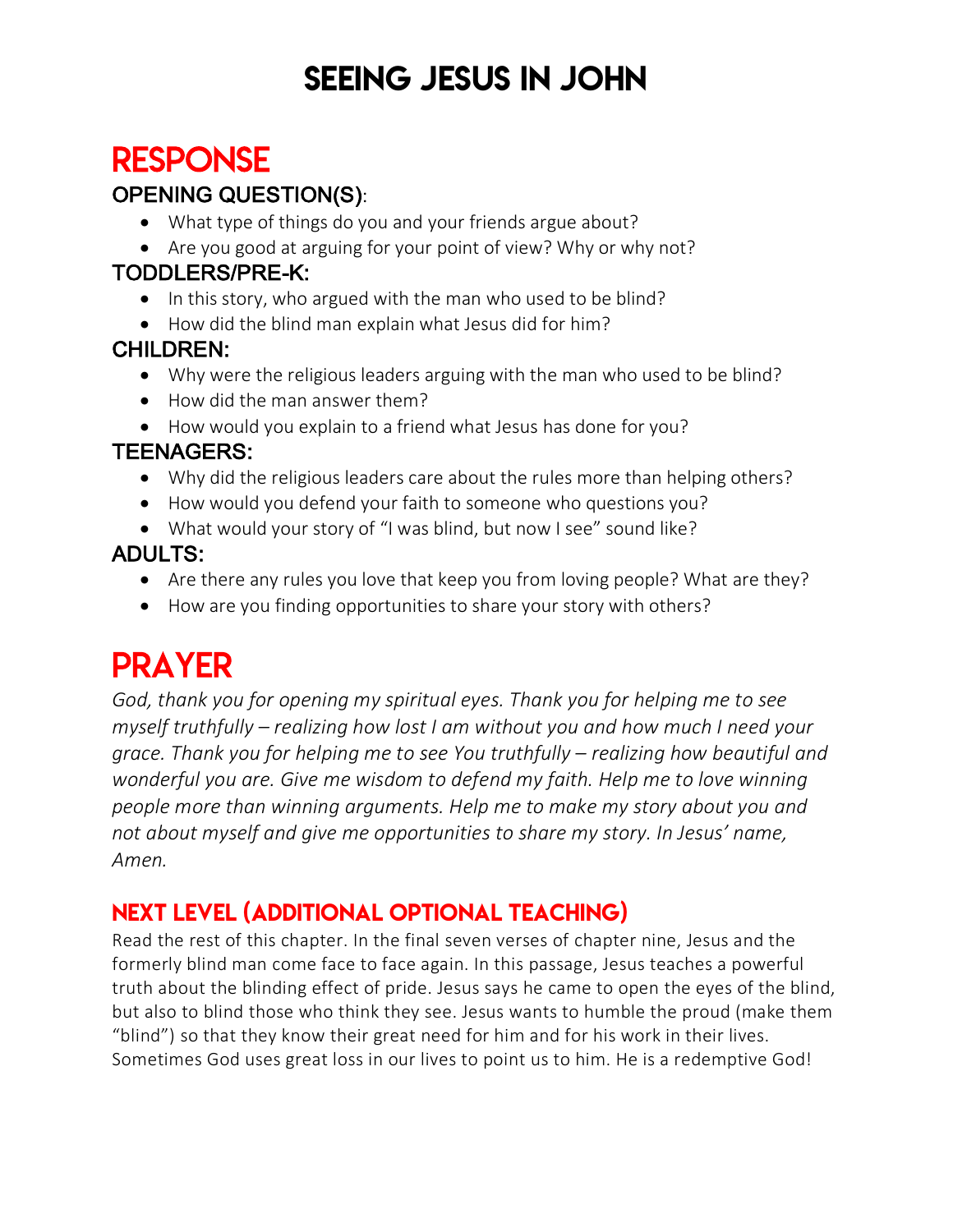# SEEING JESUS IN JOHN

## RESPONSE

### OPENING QUESTION(S):

- What type of things do you and your friends argue about?
- Are you good at arguing for your point of view? Why or why not?

### TODDLERS/PRE-K:

- In this story, who argued with the man who used to be blind?
- How did the blind man explain what Jesus did for him?

### CHILDREN:

- Why were the religious leaders arguing with the man who used to be blind?
- How did the man answer them?
- How would you explain to a friend what Jesus has done for you?

### TEENAGERS:

- Why did the religious leaders care about the rules more than helping others?
- How would you defend your faith to someone who questions you?
- What would your story of "I was blind, but now I see" sound like?

### ADULTS:

- Are there any rules you love that keep you from loving people? What are they?
- How are you finding opportunities to share your story with others?

## PRAYER

*God, thank you for opening my spiritual eyes. Thank you for helping me to see myself truthfully – realizing how lost I am without you and how much I need your grace. Thank you for helping me to see You truthfully – realizing how beautiful and wonderful you are. Give me wisdom to defend my faith. Help me to love winning people more than winning arguments. Help me to make my story about you and not about myself and give me opportunities to share my story. In Jesus' name, Amen.*

### NEXT LEVEL (ADDITIONAL OPTIONAL TEACHING)

Read the rest of this chapter. In the final seven verses of chapter nine, Jesus and the formerly blind man come face to face again. In this passage, Jesus teaches a powerful truth about the blinding effect of pride. Jesus says he came to open the eyes of the blind, but also to blind those who think they see. Jesus wants to humble the proud (make them "blind") so that they know their great need for him and for his work in their lives. Sometimes God uses great loss in our lives to point us to him. He is a redemptive God!